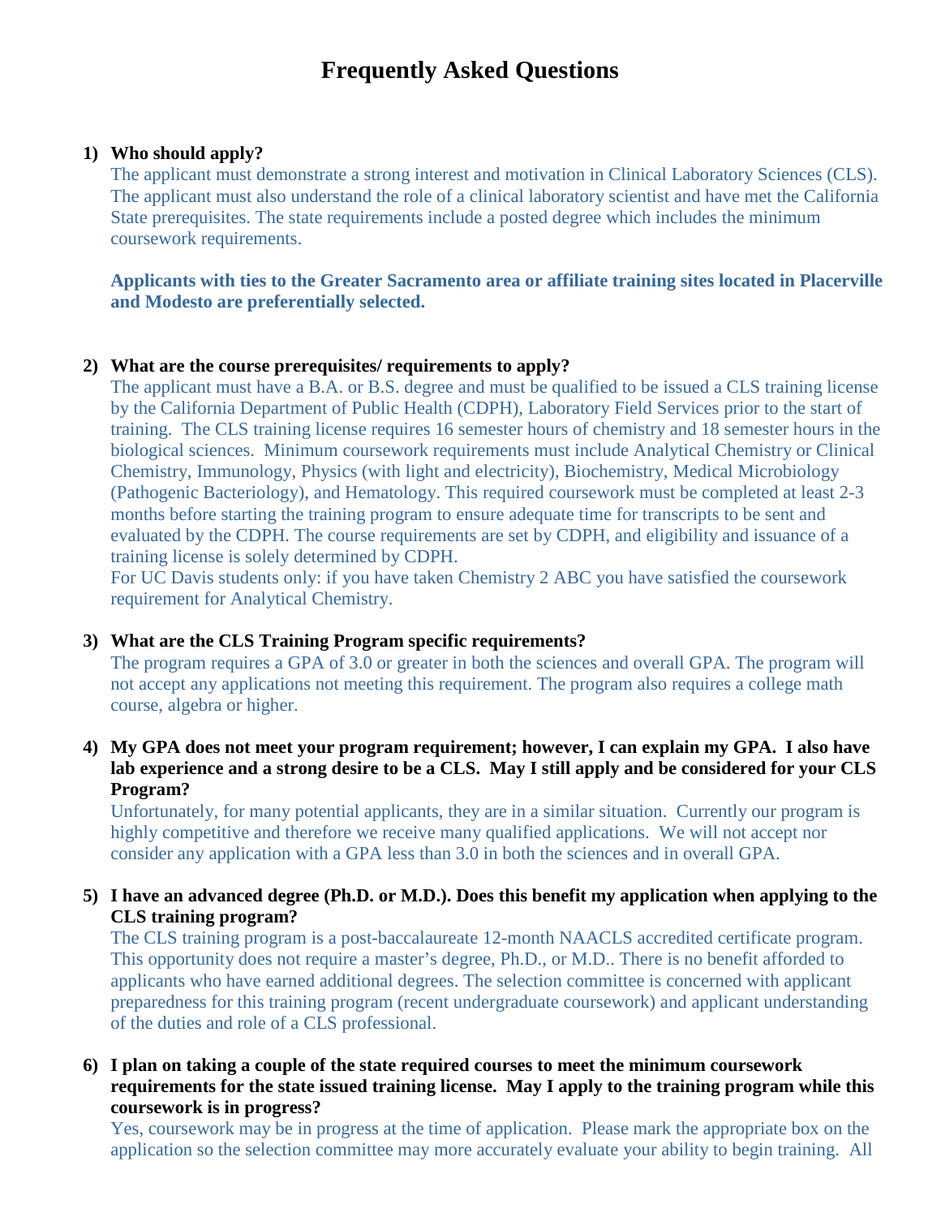# Frequently Asked Questions

1) **Who should apply?**

   The applicant must demonstrate a strong interest and motivation in Clinical Laboratory Sciences (CLS). The applicant must also understand the role of a clinical laboratory scientist and have met the California State prerequisites. The state requirements include a posted degree which includes the minimum coursework requirements.

   **Applicants with ties to the Greater Sacramento area or affiliate training sites located in Placerville and Modesto are preferentially selected.**

2) **What are the course prerequisites/ requirements to apply?**

   The applicant must have a B.A. or B.S. degree and must be qualified to be issued a CLS training license by the California Department of Public Health (CDPH), Laboratory Field Services prior to the start of training. The CLS training license requires 16 semester hours of chemistry and 18 semester hours in the biological sciences. Minimum coursework requirements must include Analytical Chemistry or Clinical Chemistry, Immunology, Physics (with light and electricity), Biochemistry, Medical Microbiology (Pathogenic Bacteriology), and Hematology. This required coursework must be completed at least 2-3 months before starting the training program to ensure adequate time for transcripts to be sent and evaluated by the CDPH. The course requirements are set by CDPH, and eligibility and issuance of a training license is solely determined by CDPH.

   For UC Davis students only: if you have taken Chemistry 2 ABC you have satisfied the coursework requirement for Analytical Chemistry.

3) **What are the CLS Training Program specific requirements?**

   The program requires a GPA of 3.0 or greater in both the sciences and overall GPA. The program will not accept any applications not meeting this requirement. The program also requires a college math course, algebra or higher.

4) **My GPA does not meet your program requirement; however, I can explain my GPA. I also have lab experience and a strong desire to be a CLS. May I still apply and be considered for your CLS Program?**

   Unfortunately, for many potential applicants, they are in a similar situation. Currently our program is highly competitive and therefore we receive many qualified applications. We will not accept nor consider any application with a GPA less than 3.0 in both the sciences and in overall GPA.

5) **I have an advanced degree (Ph.D. or M.D.). Does this benefit my application when applying to the CLS training program?**

   The CLS training program is a post-baccalaureate 12-month NAACLS accredited certificate program. This opportunity does not require a master's degree, Ph.D., or M.D.. There is no benefit afforded to applicants who have earned additional degrees. The selection committee is concerned with applicant preparedness for this training program (recent undergraduate coursework) and applicant understanding of the duties and role of a CLS professional.

6) **I plan on taking a couple of the state required courses to meet the minimum coursework requirements for the state issued training license. May I apply to the training program while this coursework is in progress?**

   Yes, coursework may be in progress at the time of application. Please mark the appropriate box on the application so the selection committee may more accurately evaluate your ability to begin training. All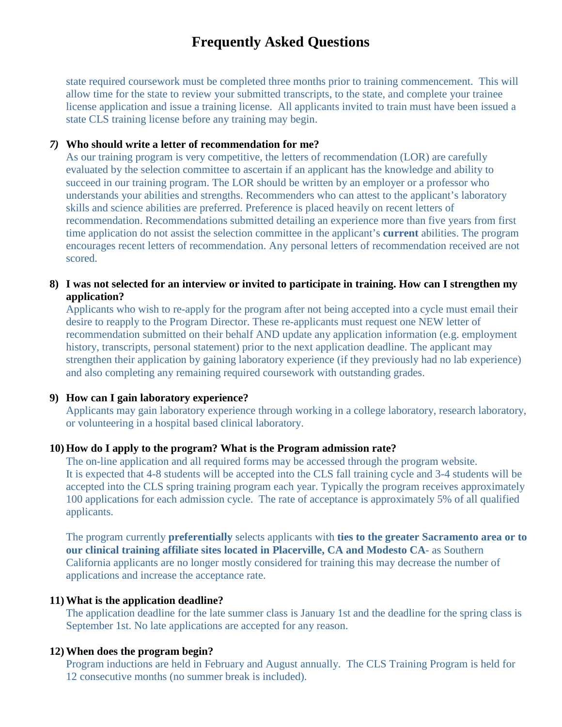# Frequently Asked Questions

state required coursework must be completed three months prior to training commencement. This will allow time for the state to review your submitted transcripts, to the state, and complete your trainee license application and issue a training license. All applicants invited to train must have been issued a state CLS training license before any training may begin.

***7)*** **Who should write a letter of recommendation for me?**

As our training program is very competitive, the letters of recommendation (LOR) are carefully evaluated by the selection committee to ascertain if an applicant has the knowledge and ability to succeed in our training program. The LOR should be written by an employer or a professor who understands your abilities and strengths. Recommenders who can attest to the applicant's laboratory skills and science abilities are preferred. Preference is placed heavily on recent letters of recommendation. Recommendations submitted detailing an experience more than five years from first time application do not assist the selection committee in the applicant's **current** abilities. The program encourages recent letters of recommendation. Any personal letters of recommendation received are not scored.

**8) I was not selected for an interview or invited to participate in training. How can I strengthen my application?**

Applicants who wish to re-apply for the program after not being accepted into a cycle must email their desire to reapply to the Program Director. These re-applicants must request one NEW letter of recommendation submitted on their behalf AND update any application information (e.g. employment history, transcripts, personal statement) prior to the next application deadline. The applicant may strengthen their application by gaining laboratory experience (if they previously had no lab experience) and also completing any remaining required coursework with outstanding grades.

**9) How can I gain laboratory experience?**

Applicants may gain laboratory experience through working in a college laboratory, research laboratory, or volunteering in a hospital based clinical laboratory.

**10) How do I apply to the program? What is the Program admission rate?**

The on-line application and all required forms may be accessed through the program website. It is expected that 4-8 students will be accepted into the CLS fall training cycle and 3-4 students will be accepted into the CLS spring training program each year. Typically the program receives approximately 100 applications for each admission cycle. The rate of acceptance is approximately 5% of all qualified applicants.

The program currently **preferentially** selects applicants with **ties to the greater Sacramento area or to our clinical training affiliate sites located in Placerville, CA and Modesto CA**- as Southern California applicants are no longer mostly considered for training this may decrease the number of applications and increase the acceptance rate.

**11) What is the application deadline?**

The application deadline for the late summer class is January 1st and the deadline for the spring class is September 1st. No late applications are accepted for any reason.

**12) When does the program begin?**

Program inductions are held in February and August annually. The CLS Training Program is held for 12 consecutive months (no summer break is included).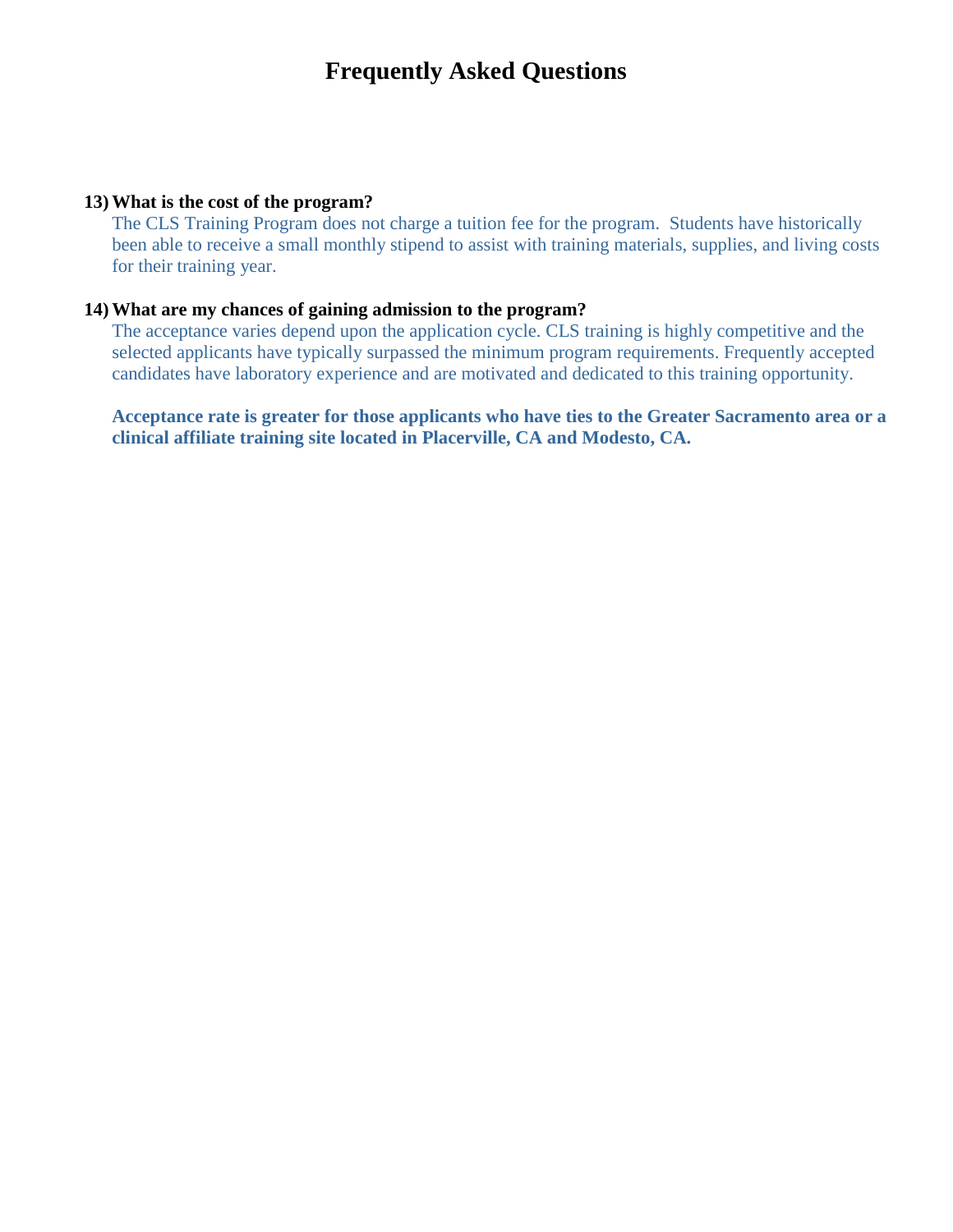# Frequently Asked Questions

**13) What is the cost of the program?**

The CLS Training Program does not charge a tuition fee for the program. Students have historically been able to receive a small monthly stipend to assist with training materials, supplies, and living costs for their training year.

**14) What are my chances of gaining admission to the program?**

The acceptance varies depend upon the application cycle. CLS training is highly competitive and the selected applicants have typically surpassed the minimum program requirements. Frequently accepted candidates have laboratory experience and are motivated and dedicated to this training opportunity.

**Acceptance rate is greater for those applicants who have ties to the Greater Sacramento area or a clinical affiliate training site located in Placerville, CA and Modesto, CA.**